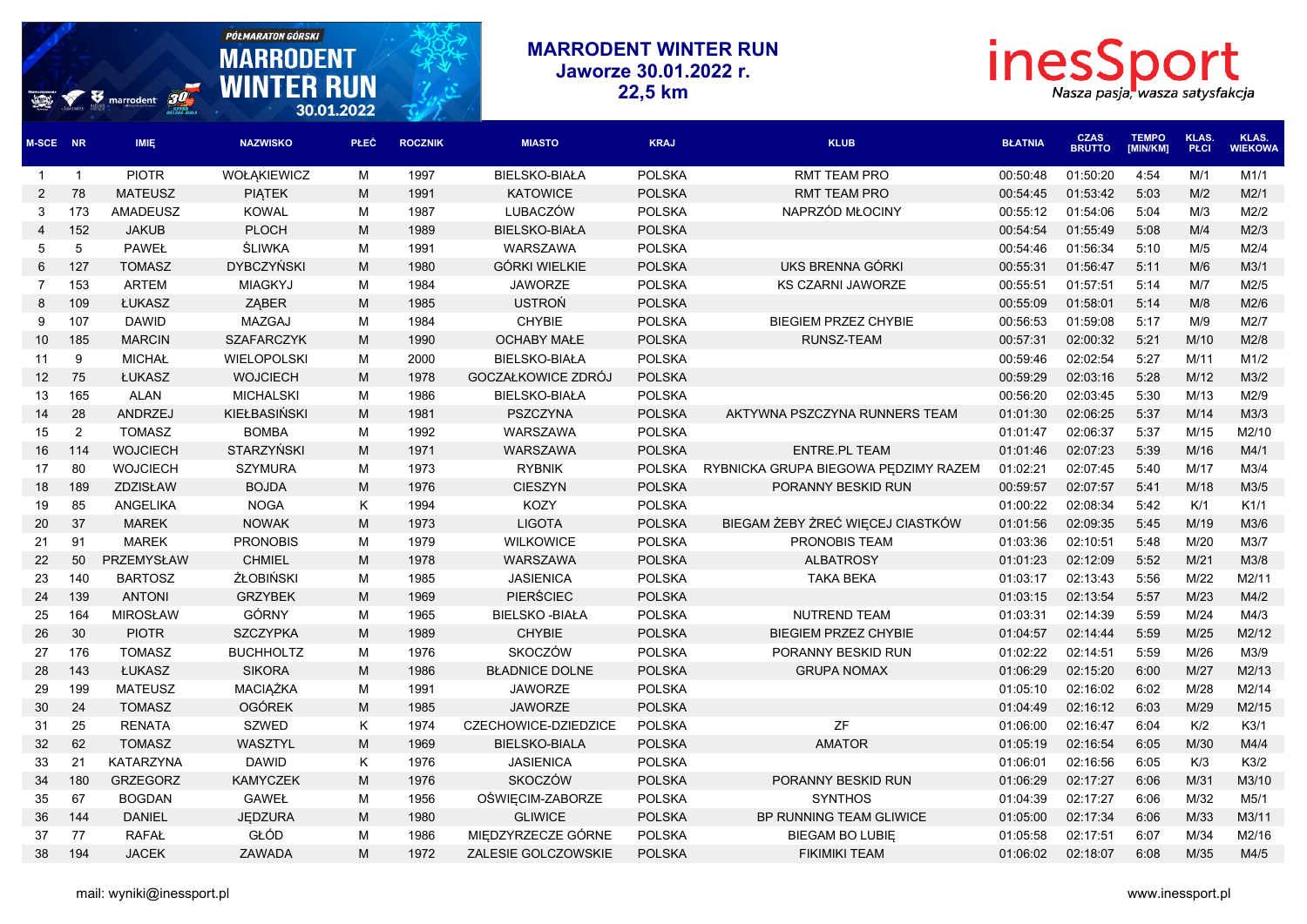# MARRODENT WINTER RUN
## Jaworze 30.01.2022 r.
## 22,5 km

| M-SCE | NR | IMIĘ | NAZWISKO | PŁEĆ | ROCZNIK | MIASTO | KRAJ | KLUB | BŁATNIA | CZAS BRUTTO | TEMPO [MIN/KM] | KLAS. PŁCI | KLAS. WIEKOWA |
|---|---|---|---|---|---|---|---|---|---|---|---|---|---|
| 1 | 1 | PIOTR | WOŁĄKIEWICZ | M | 1997 | BIELSKO-BIAŁA | POLSKA | RMT TEAM PRO | 00:50:48 | 01:50:20 | 4:54 | M/1 | M1/1 |
| 2 | 78 | MATEUSZ | PIĄTEK | M | 1991 | KATOWICE | POLSKA | RMT TEAM PRO | 00:54:45 | 01:53:42 | 5:03 | M/2 | M2/1 |
| 3 | 173 | AMADEUSZ | KOWAL | M | 1987 | LUBACZÓW | POLSKA | NAPRZÓD MŁOCINY | 00:55:12 | 01:54:06 | 5:04 | M/3 | M2/2 |
| 4 | 152 | JAKUB | PLOCH | M | 1989 | BIELSKO-BIAŁA | POLSKA | | 00:54:54 | 01:55:49 | 5:08 | M/4 | M2/3 |
| 5 | 5 | PAWEŁ | ŚLIWKA | M | 1991 | WARSZAWA | POLSKA | | 00:54:46 | 01:56:34 | 5:10 | M/5 | M2/4 |
| 6 | 127 | TOMASZ | DYBCZYŃSKI | M | 1980 | GÓRKI WIELKIE | POLSKA | UKS BRENNA GÓRKI | 00:55:31 | 01:56:47 | 5:11 | M/6 | M3/1 |
| 7 | 153 | ARTEM | MIAGKYJ | M | 1984 | JAWORZE | POLSKA | KS CZARNI JAWORZE | 00:55:51 | 01:57:51 | 5:14 | M/7 | M2/5 |
| 8 | 109 | ŁUKASZ | ZĄBER | M | 1985 | USTROŃ | POLSKA | | 00:55:09 | 01:58:01 | 5:14 | M/8 | M2/6 |
| 9 | 107 | DAWID | MAZGAJ | M | 1984 | CHYBIE | POLSKA | BIEGIEM PRZEZ CHYBIE | 00:56:53 | 01:59:08 | 5:17 | M/9 | M2/7 |
| 10 | 185 | MARCIN | SZAFARCZYK | M | 1990 | OCHABY MAŁE | POLSKA | RUNSZ-TEAM | 00:57:31 | 02:00:32 | 5:21 | M/10 | M2/8 |
| 11 | 9 | MICHAŁ | WIELOPOLSKI | M | 2000 | BIELSKO-BIAŁA | POLSKA | | 00:59:46 | 02:02:54 | 5:27 | M/11 | M1/2 |
| 12 | 75 | ŁUKASZ | WOJCIECH | M | 1978 | GOCZAŁKOWICE ZDRÓJ | POLSKA | | 00:59:29 | 02:03:16 | 5:28 | M/12 | M3/2 |
| 13 | 165 | ALAN | MICHALSKI | M | 1986 | BIELSKO-BIAŁA | POLSKA | | 00:56:20 | 02:03:45 | 5:30 | M/13 | M2/9 |
| 14 | 28 | ANDRZEJ | KIEŁBASIŃSKI | M | 1981 | PSZCZYNA | POLSKA | AKTYWNA PSZCZYNA RUNNERS TEAM | 01:01:30 | 02:06:25 | 5:37 | M/14 | M3/3 |
| 15 | 2 | TOMASZ | BOMBA | M | 1992 | WARSZAWA | POLSKA | | 01:01:47 | 02:06:37 | 5:37 | M/15 | M2/10 |
| 16 | 114 | WOJCIECH | STARZYŃSKI | M | 1971 | WARSZAWA | POLSKA | ENTRE.PL TEAM | 01:01:46 | 02:07:23 | 5:39 | M/16 | M4/1 |
| 17 | 80 | WOJCIECH | SZYMURA | M | 1973 | RYBNIK | POLSKA | RYBNICKA GRUPA BIEGOWA PĘDZIMY RAZEM | 01:02:21 | 02:07:45 | 5:40 | M/17 | M3/4 |
| 18 | 189 | ZDZISŁAW | BOJDA | M | 1976 | CIESZYN | POLSKA | PORANNY BESKID RUN | 00:59:57 | 02:07:57 | 5:41 | M/18 | M3/5 |
| 19 | 85 | ANGELIKA | NOGA | K | 1994 | KOZY | POLSKA | | 01:00:22 | 02:08:34 | 5:42 | K/1 | K1/1 |
| 20 | 37 | MAREK | NOWAK | M | 1973 | LIGOTA | POLSKA | BIEGAM ŻEBY ŻREĆ WIĘCEJ CIASTKÓW | 01:01:56 | 02:09:35 | 5:45 | M/19 | M3/6 |
| 21 | 91 | MAREK | PRONOBIS | M | 1979 | WILKOWICE | POLSKA | PRONOBIS TEAM | 01:03:36 | 02:10:51 | 5:48 | M/20 | M3/7 |
| 22 | 50 | PRZEMYSŁAW | CHMIEL | M | 1978 | WARSZAWA | POLSKA | ALBATROSY | 01:01:23 | 02:12:09 | 5:52 | M/21 | M3/8 |
| 23 | 140 | BARTOSZ | ŻŁOBIŃSKI | M | 1985 | JASIENICA | POLSKA | TAKA BEKA | 01:03:17 | 02:13:43 | 5:56 | M/22 | M2/11 |
| 24 | 139 | ANTONI | GRZYBEK | M | 1969 | PIERŚCIEC | POLSKA | | 01:03:15 | 02:13:54 | 5:57 | M/23 | M4/2 |
| 25 | 164 | MIROSŁAW | GÓRNY | M | 1965 | BIELSKO -BIAŁA | POLSKA | NUTREND TEAM | 01:03:31 | 02:14:39 | 5:59 | M/24 | M4/3 |
| 26 | 30 | PIOTR | SZCZYPKA | M | 1989 | CHYBIE | POLSKA | BIEGIEM PRZEZ CHYBIE | 01:04:57 | 02:14:44 | 5:59 | M/25 | M2/12 |
| 27 | 176 | TOMASZ | BUCHHOLTZ | M | 1976 | SKOCZÓW | POLSKA | PORANNY BESKID RUN | 01:02:22 | 02:14:51 | 5:59 | M/26 | M3/9 |
| 28 | 143 | ŁUKASZ | SIKORA | M | 1986 | BŁADNICE DOLNE | POLSKA | GRUPA NOMAX | 01:06:29 | 02:15:20 | 6:00 | M/27 | M2/13 |
| 29 | 199 | MATEUSZ | MACIĄŻKA | M | 1991 | JAWORZE | POLSKA | | 01:05:10 | 02:16:02 | 6:02 | M/28 | M2/14 |
| 30 | 24 | TOMASZ | OGÓREK | M | 1985 | JAWORZE | POLSKA | | 01:04:49 | 02:16:12 | 6:03 | M/29 | M2/15 |
| 31 | 25 | RENATA | SZWED | K | 1974 | CZECHOWICE-DZIEDZICE | POLSKA | ZF | 01:06:00 | 02:16:47 | 6:04 | K/2 | K3/1 |
| 32 | 62 | TOMASZ | WASZTYL | M | 1969 | BIELSKO-BIALA | POLSKA | AMATOR | 01:05:19 | 02:16:54 | 6:05 | M/30 | M4/4 |
| 33 | 21 | KATARZYNA | DAWID | K | 1976 | JASIENICA | POLSKA | | 01:06:01 | 02:16:56 | 6:05 | K/3 | K3/2 |
| 34 | 180 | GRZEGORZ | KAMYCZEK | M | 1976 | SKOCZÓW | POLSKA | PORANNY BESKID RUN | 01:06:29 | 02:17:27 | 6:06 | M/31 | M3/10 |
| 35 | 67 | BOGDAN | GAWEŁ | M | 1956 | OŚWIĘCIM-ZABORZE | POLSKA | SYNTHOS | 01:04:39 | 02:17:27 | 6:06 | M/32 | M5/1 |
| 36 | 144 | DANIEL | JĘDZURA | M | 1980 | GLIWICE | POLSKA | BP RUNNING TEAM GLIWICE | 01:05:00 | 02:17:34 | 6:06 | M/33 | M3/11 |
| 37 | 77 | RAFAŁ | GŁÓD | M | 1986 | MIĘDZYRZECZE GÓRNE | POLSKA | BIEGAM BO LUBIĘ | 01:05:58 | 02:17:51 | 6:07 | M/34 | M2/16 |
| 38 | 194 | JACEK | ZAWADA | M | 1972 | ZALESIE GOLCZOWSKIE | POLSKA | FIKIMIKI TEAM | 01:06:02 | 02:18:07 | 6:08 | M/35 | M4/5 |

mail: wyniki@inessport.pl

www.inessport.pl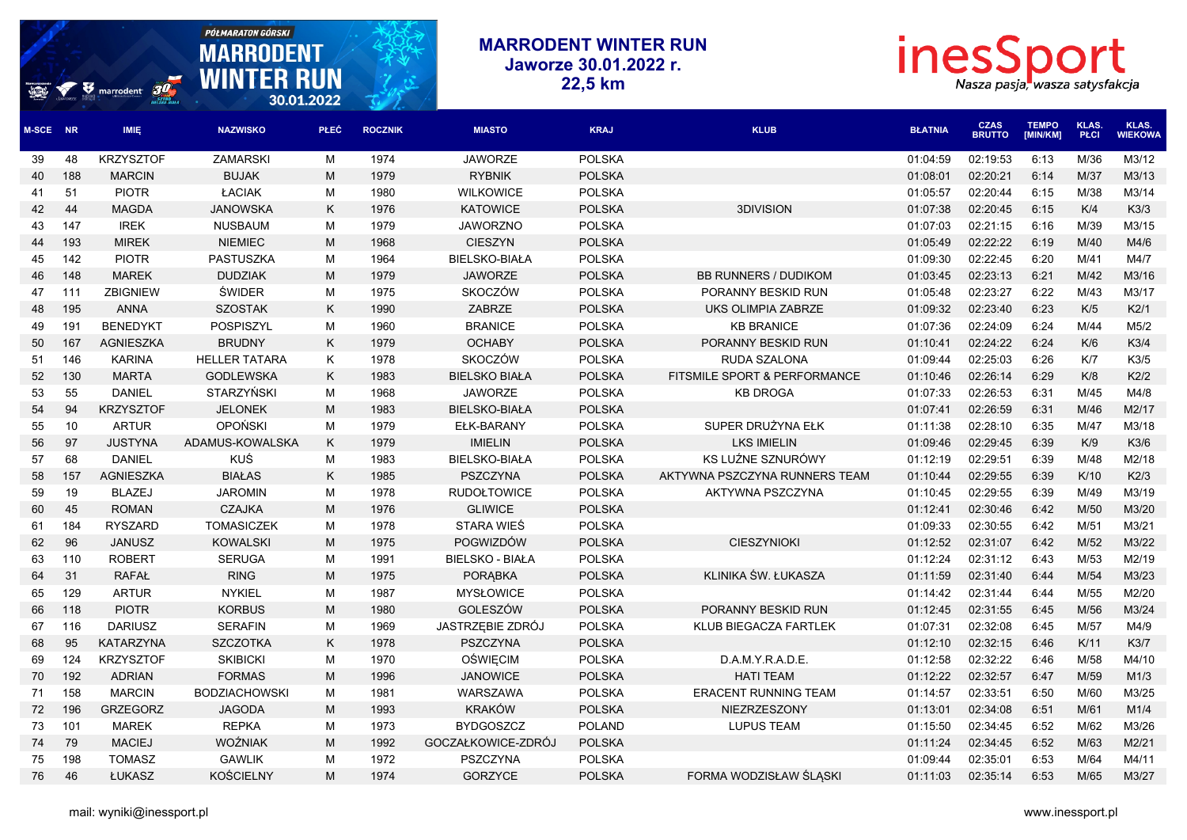# MARRODENT WINTER RUN
## Jaworze 30.01.2022 r.
## 22,5 km

| M-SCE | NR | IMIĘ | NAZWISKO | PŁEĆ | ROCZNIK | MIASTO | KRAJ | KLUB | BŁATNIA | CZAS BRUTTO | TEMPO [MIN/KM] | KLAS. PŁCI | KLAS. WIEKOWA |
|---|---|---|---|---|---|---|---|---|---|---|---|---|---|
| 39 | 48 | KRZYSZTOF | ZAMARSKI | M | 1974 | JAWORZE | POLSKA | | 01:04:59 | 02:19:53 | 6:13 | M/36 | M3/12 |
| 40 | 188 | MARCIN | BUJAK | M | 1979 | RYBNIK | POLSKA | | 01:08:01 | 02:20:21 | 6:14 | M/37 | M3/13 |
| 41 | 51 | PIOTR | ŁACIAK | M | 1980 | WILKOWICE | POLSKA | | 01:05:57 | 02:20:44 | 6:15 | M/38 | M3/14 |
| 42 | 44 | MAGDA | JANOWSKA | K | 1976 | KATOWICE | POLSKA | 3DIVISION | 01:07:38 | 02:20:45 | 6:15 | K/4 | K3/3 |
| 43 | 147 | IREK | NUSBAUM | M | 1979 | JAWORZNO | POLSKA | | 01:07:03 | 02:21:15 | 6:16 | M/39 | M3/15 |
| 44 | 193 | MIREK | NIEMIEC | M | 1968 | CIESZYN | POLSKA | | 01:05:49 | 02:22:22 | 6:19 | M/40 | M4/6 |
| 45 | 142 | PIOTR | PASTUSZKA | M | 1964 | BIELSKO-BIAŁA | POLSKA | | 01:09:30 | 02:22:45 | 6:20 | M/41 | M4/7 |
| 46 | 148 | MAREK | DUDZIAK | M | 1979 | JAWORZE | POLSKA | BB RUNNERS / DUDIKOM | 01:03:45 | 02:23:13 | 6:21 | M/42 | M3/16 |
| 47 | 111 | ZBIGNIEW | ŚWIDER | M | 1975 | SKOCZÓW | POLSKA | PORANNY BESKID RUN | 01:05:48 | 02:23:27 | 6:22 | M/43 | M3/17 |
| 48 | 195 | ANNA | SZOSTAK | K | 1990 | ZABRZE | POLSKA | UKS OLIMPIA ZABRZE | 01:09:32 | 02:23:40 | 6:23 | K/5 | K2/1 |
| 49 | 191 | BENEDYKT | POSPISZYL | M | 1960 | BRANICE | POLSKA | KB BRANICE | 01:07:36 | 02:24:09 | 6:24 | M/44 | M5/2 |
| 50 | 167 | AGNIESZKA | BRUDNY | K | 1979 | OCHABY | POLSKA | PORANNY BESKID RUN | 01:10:41 | 02:24:22 | 6:24 | K/6 | K3/4 |
| 51 | 146 | KARINA | HELLER TATARA | K | 1978 | SKOCZÓW | POLSKA | RUDA SZALONA | 01:09:44 | 02:25:03 | 6:26 | K/7 | K3/5 |
| 52 | 130 | MARTA | GODLEWSKA | K | 1983 | BIELSKO BIAŁA | POLSKA | FITSMILE SPORT & PERFORMANCE | 01:10:46 | 02:26:14 | 6:29 | K/8 | K2/2 |
| 53 | 55 | DANIEL | STARZYŃSKI | M | 1968 | JAWORZE | POLSKA | KB DROGA | 01:07:33 | 02:26:53 | 6:31 | M/45 | M4/8 |
| 54 | 94 | KRZYSZTOF | JELONEK | M | 1983 | BIELSKO-BIAŁA | POLSKA | | 01:07:41 | 02:26:59 | 6:31 | M/46 | M2/17 |
| 55 | 10 | ARTUR | OPOŃSKI | M | 1979 | EŁK-BARANY | POLSKA | SUPER DRUŻYNA EŁK | 01:11:38 | 02:28:10 | 6:35 | M/47 | M3/18 |
| 56 | 97 | JUSTYNA | ADAMUS-KOWALSKA | K | 1979 | IMIELIN | POLSKA | LKS IMIELIN | 01:09:46 | 02:29:45 | 6:39 | K/9 | K3/6 |
| 57 | 68 | DANIEL | KUŚ | M | 1983 | BIELSKO-BIAŁA | POLSKA | KS LUŹNE SZNURÓWY | 01:12:19 | 02:29:51 | 6:39 | M/48 | M2/18 |
| 58 | 157 | AGNIESZKA | BIAŁAS | K | 1985 | PSZCZYNA | POLSKA | AKTYWNA PSZCZYNA RUNNERS TEAM | 01:10:44 | 02:29:55 | 6:39 | K/10 | K2/3 |
| 59 | 19 | BLAZEJ | JAROMIN | M | 1978 | RUDOŁTOWICE | POLSKA | AKTYWNA PSZCZYNA | 01:10:45 | 02:29:55 | 6:39 | M/49 | M3/19 |
| 60 | 45 | ROMAN | CZAJKA | M | 1976 | GLIWICE | POLSKA | | 01:12:41 | 02:30:46 | 6:42 | M/50 | M3/20 |
| 61 | 184 | RYSZARD | TOMASICZEK | M | 1978 | STARA WIEŚ | POLSKA | | 01:09:33 | 02:30:55 | 6:42 | M/51 | M3/21 |
| 62 | 96 | JANUSZ | KOWALSKI | M | 1975 | POGWIZDÓW | POLSKA | CIESZYNIOKI | 01:12:52 | 02:31:07 | 6:42 | M/52 | M3/22 |
| 63 | 110 | ROBERT | SERUGA | M | 1991 | BIELSKO - BIAŁA | POLSKA | | 01:12:24 | 02:31:12 | 6:43 | M/53 | M2/19 |
| 64 | 31 | RAFAŁ | RING | M | 1975 | PORĄBKA | POLSKA | KLINIKA ŚW. ŁUKASZA | 01:11:59 | 02:31:40 | 6:44 | M/54 | M3/23 |
| 65 | 129 | ARTUR | NYKIEL | M | 1987 | MYSŁOWICE | POLSKA | | 01:14:42 | 02:31:44 | 6:44 | M/55 | M2/20 |
| 66 | 118 | PIOTR | KORBUS | M | 1980 | GOLESZÓW | POLSKA | PORANNY BESKID RUN | 01:12:45 | 02:31:55 | 6:45 | M/56 | M3/24 |
| 67 | 116 | DARIUSZ | SERAFIN | M | 1969 | JASTRZĘBIE ZDRÓJ | POLSKA | KLUB BIEGACZA FARTLEK | 01:07:31 | 02:32:08 | 6:45 | M/57 | M4/9 |
| 68 | 95 | KATARZYNA | SZCZOTKA | K | 1978 | PSZCZYNA | POLSKA | | 01:12:10 | 02:32:15 | 6:46 | K/11 | K3/7 |
| 69 | 124 | KRZYSZTOF | SKIBICKI | M | 1970 | OŚWIĘCIM | POLSKA | D.A.M.Y.R.A.D.E. | 01:12:58 | 02:32:22 | 6:46 | M/58 | M4/10 |
| 70 | 192 | ADRIAN | FORMAS | M | 1996 | JANOWICE | POLSKA | HATI TEAM | 01:12:22 | 02:32:57 | 6:47 | M/59 | M1/3 |
| 71 | 158 | MARCIN | BODZIACHOWSKI | M | 1981 | WARSZAWA | POLSKA | ERACENT RUNNING TEAM | 01:14:57 | 02:33:51 | 6:50 | M/60 | M3/25 |
| 72 | 196 | GRZEGORZ | JAGODA | M | 1993 | KRAKÓW | POLSKA | NIEZRZESZONY | 01:13:01 | 02:34:08 | 6:51 | M/61 | M1/4 |
| 73 | 101 | MAREK | REPKA | M | 1973 | BYDGOSZCZ | POLAND | LUPUS TEAM | 01:15:50 | 02:34:45 | 6:52 | M/62 | M3/26 |
| 74 | 79 | MACIEJ | WOŹNIAK | M | 1992 | GOCZAŁKOWICE-ZDRÓJ | POLSKA | | 01:11:24 | 02:34:45 | 6:52 | M/63 | M2/21 |
| 75 | 198 | TOMASZ | GAWLIK | M | 1972 | PSZCZYNA | POLSKA | | 01:09:44 | 02:35:01 | 6:53 | M/64 | M4/11 |
| 76 | 46 | ŁUKASZ | KOŚCIELNY | M | 1974 | GORZYCE | POLSKA | FORMA WODZISŁAW ŚLĄSKI | 01:11:03 | 02:35:14 | 6:53 | M/65 | M3/27 |

mail: wyniki@inessport.pl

www.inessport.pl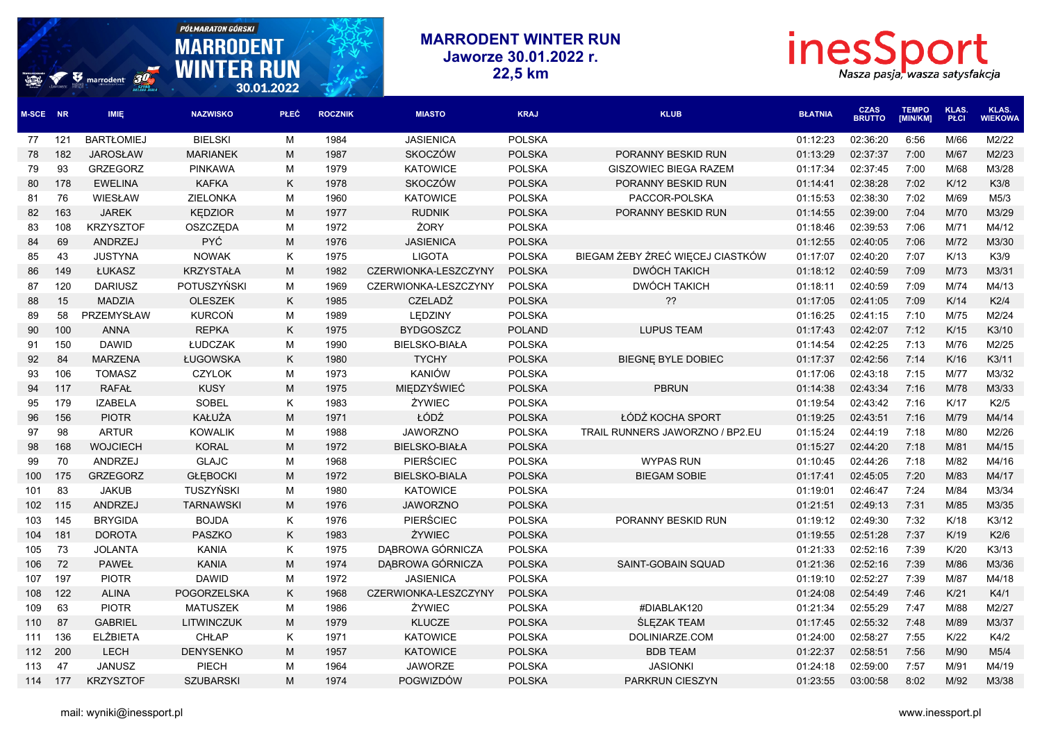# MARRODENT WINTER RUN
## Jaworze 30.01.2022 r.
## 22,5 km

| M-SCE | NR | IMIĘ | NAZWISKO | PŁEĆ | ROCZNIK | MIASTO | KRAJ | KLUB | BŁATNIA | CZAS BRUTTO | TEMPO [MIN/KM] | KLAS. PŁCI | KLAS. WIEKOWA |
|---|---|---|---|---|---|---|---|---|---|---|---|---|---|
| 77 | 121 | BARTŁOMIEJ | BIELSKI | M | 1984 | JASIENICA | POLSKA | | 01:12:23 | 02:36:20 | 6:56 | M/66 | M2/22 |
| 78 | 182 | JAROSŁAW | MARIANEK | M | 1987 | SKOCZÓW | POLSKA | PORANNY BESKID RUN | 01:13:29 | 02:37:37 | 7:00 | M/67 | M2/23 |
| 79 | 93 | GRZEGORZ | PINKAWA | M | 1979 | KATOWICE | POLSKA | GISZOWIEC BIEGA RAZEM | 01:17:34 | 02:37:45 | 7:00 | M/68 | M3/28 |
| 80 | 178 | EWELINA | KAFKA | K | 1978 | SKOCZÓW | POLSKA | PORANNY BESKID RUN | 01:14:41 | 02:38:28 | 7:02 | K/12 | K3/8 |
| 81 | 76 | WIESŁAW | ZIELONKA | M | 1960 | KATOWICE | POLSKA | PACCOR-POLSKA | 01:15:53 | 02:38:30 | 7:02 | M/69 | M5/3 |
| 82 | 163 | JAREK | KĘDZIOR | M | 1977 | RUDNIK | POLSKA | PORANNY BESKID RUN | 01:14:55 | 02:39:00 | 7:04 | M/70 | M3/29 |
| 83 | 108 | KRZYSZTOF | OSZCZĘDA | M | 1972 | ŻORY | POLSKA | | 01:18:46 | 02:39:53 | 7:06 | M/71 | M4/12 |
| 84 | 69 | ANDRZEJ | PYĆ | M | 1976 | JASIENICA | POLSKA | | 01:12:55 | 02:40:05 | 7:06 | M/72 | M3/30 |
| 85 | 43 | JUSTYNA | NOWAK | K | 1975 | LIGOTA | POLSKA | BIEGAM ŻEBY ŻREĆ WIĘCEJ CIASTKÓW | 01:17:07 | 02:40:20 | 7:07 | K/13 | K3/9 |
| 86 | 149 | ŁUKASZ | KRZYSTAŁA | M | 1982 | CZERWIONKA-LESZCZYNY | POLSKA | DWÓCH TAKICH | 01:18:12 | 02:40:59 | 7:09 | M/73 | M3/31 |
| 87 | 120 | DARIUSZ | POTUSZYŃSKI | M | 1969 | CZERWIONKA-LESZCZYNY | POLSKA | DWÓCH TAKICH | 01:18:11 | 02:40:59 | 7:09 | M/74 | M4/13 |
| 88 | 15 | MADZIA | OLESZEK | K | 1985 | CZELADŹ | POLSKA | ?? | 01:17:05 | 02:41:05 | 7:09 | K/14 | K2/4 |
| 89 | 58 | PRZEMYSŁAW | KURCOŃ | M | 1989 | LĘDZINY | POLSKA | | 01:16:25 | 02:41:15 | 7:10 | M/75 | M2/24 |
| 90 | 100 | ANNA | REPKA | K | 1975 | BYDGOSZCZ | POLAND | LUPUS TEAM | 01:17:43 | 02:42:07 | 7:12 | K/15 | K3/10 |
| 91 | 150 | DAWID | ŁUDCZAK | M | 1990 | BIELSKO-BIAŁA | POLSKA | | 01:14:54 | 02:42:25 | 7:13 | M/76 | M2/25 |
| 92 | 84 | MARZENA | ŁUGOWSKA | K | 1980 | TYCHY | POLSKA | BIEGNĘ BYLE DOBIEC | 01:17:37 | 02:42:56 | 7:14 | K/16 | K3/11 |
| 93 | 106 | TOMASZ | CZYLOK | M | 1973 | KANIÓW | POLSKA | | 01:17:06 | 02:43:18 | 7:15 | M/77 | M3/32 |
| 94 | 117 | RAFAŁ | KUSY | M | 1975 | MIĘDZYŚWIEĆ | POLSKA | PBRUN | 01:14:38 | 02:43:34 | 7:16 | M/78 | M3/33 |
| 95 | 179 | IZABELA | SOBEL | K | 1983 | ŻYWIEC | POLSKA | | 01:19:54 | 02:43:42 | 7:16 | K/17 | K2/5 |
| 96 | 156 | PIOTR | KAŁUŻA | M | 1971 | ŁÓDŹ | POLSKA | ŁÓDŹ KOCHA SPORT | 01:19:25 | 02:43:51 | 7:16 | M/79 | M4/14 |
| 97 | 98 | ARTUR | KOWALIK | M | 1988 | JAWORZNO | POLSKA | TRAIL RUNNERS JAWORZNO / BP2.EU | 01:15:24 | 02:44:19 | 7:18 | M/80 | M2/26 |
| 98 | 168 | WOJCIECH | KORAL | M | 1972 | BIELSKO-BIAŁA | POLSKA | | 01:15:27 | 02:44:20 | 7:18 | M/81 | M4/15 |
| 99 | 70 | ANDRZEJ | GLAJC | M | 1968 | PIERŚCIEC | POLSKA | WYPAS RUN | 01:10:45 | 02:44:26 | 7:18 | M/82 | M4/16 |
| 100 | 175 | GRZEGORZ | GŁĘBOCKI | M | 1972 | BIELSKO-BIALA | POLSKA | BIEGAM SOBIE | 01:17:41 | 02:45:05 | 7:20 | M/83 | M4/17 |
| 101 | 83 | JAKUB | TUSZYŃSKI | M | 1980 | KATOWICE | POLSKA | | 01:19:01 | 02:46:47 | 7:24 | M/84 | M3/34 |
| 102 | 115 | ANDRZEJ | TARNAWSKI | M | 1976 | JAWORZNO | POLSKA | | 01:21:51 | 02:49:13 | 7:31 | M/85 | M3/35 |
| 103 | 145 | BRYGIDA | BOJDA | K | 1976 | PIERŚCIEC | POLSKA | PORANNY BESKID RUN | 01:19:12 | 02:49:30 | 7:32 | K/18 | K3/12 |
| 104 | 181 | DOROTA | PASZKO | K | 1983 | ŻYWIEC | POLSKA | | 01:19:55 | 02:51:28 | 7:37 | K/19 | K2/6 |
| 105 | 73 | JOLANTA | KANIA | K | 1975 | DĄBROWA GÓRNICZA | POLSKA | | 01:21:33 | 02:52:16 | 7:39 | K/20 | K3/13 |
| 106 | 72 | PAWEŁ | KANIA | M | 1974 | DĄBROWA GÓRNICZA | POLSKA | SAINT-GOBAIN SQUAD | 01:21:36 | 02:52:16 | 7:39 | M/86 | M3/36 |
| 107 | 197 | PIOTR | DAWID | M | 1972 | JASIENICA | POLSKA | | 01:19:10 | 02:52:27 | 7:39 | M/87 | M4/18 |
| 108 | 122 | ALINA | POGORZELSKA | K | 1968 | CZERWIONKA-LESZCZYNY | POLSKA | | 01:24:08 | 02:54:49 | 7:46 | K/21 | K4/1 |
| 109 | 63 | PIOTR | MATUSZEK | M | 1986 | ŻYWIEC | POLSKA | #DIABLAK120 | 01:21:34 | 02:55:29 | 7:47 | M/88 | M2/27 |
| 110 | 87 | GABRIEL | LITWINCZUK | M | 1979 | KLUCZE | POLSKA | ŚLĘZAK TEAM | 01:17:45 | 02:55:32 | 7:48 | M/89 | M3/37 |
| 111 | 136 | ELŻBIETA | CHŁAP | K | 1971 | KATOWICE | POLSKA | DOLINIARZE.COM | 01:24:00 | 02:58:27 | 7:55 | K/22 | K4/2 |
| 112 | 200 | LECH | DENYSENKO | M | 1957 | KATOWICE | POLSKA | BDB TEAM | 01:22:37 | 02:58:51 | 7:56 | M/90 | M5/4 |
| 113 | 47 | JANUSZ | PIECH | M | 1964 | JAWORZE | POLSKA | JASIONKI | 01:24:18 | 02:59:00 | 7:57 | M/91 | M4/19 |
| 114 | 177 | KRZYSZTOF | SZUBARSKI | M | 1974 | POGWIZDÓW | POLSKA | PARKRUN CIESZYN | 01:23:55 | 03:00:58 | 8:02 | M/92 | M3/38 |

mail: wyniki@inessport.pl

www.inessport.pl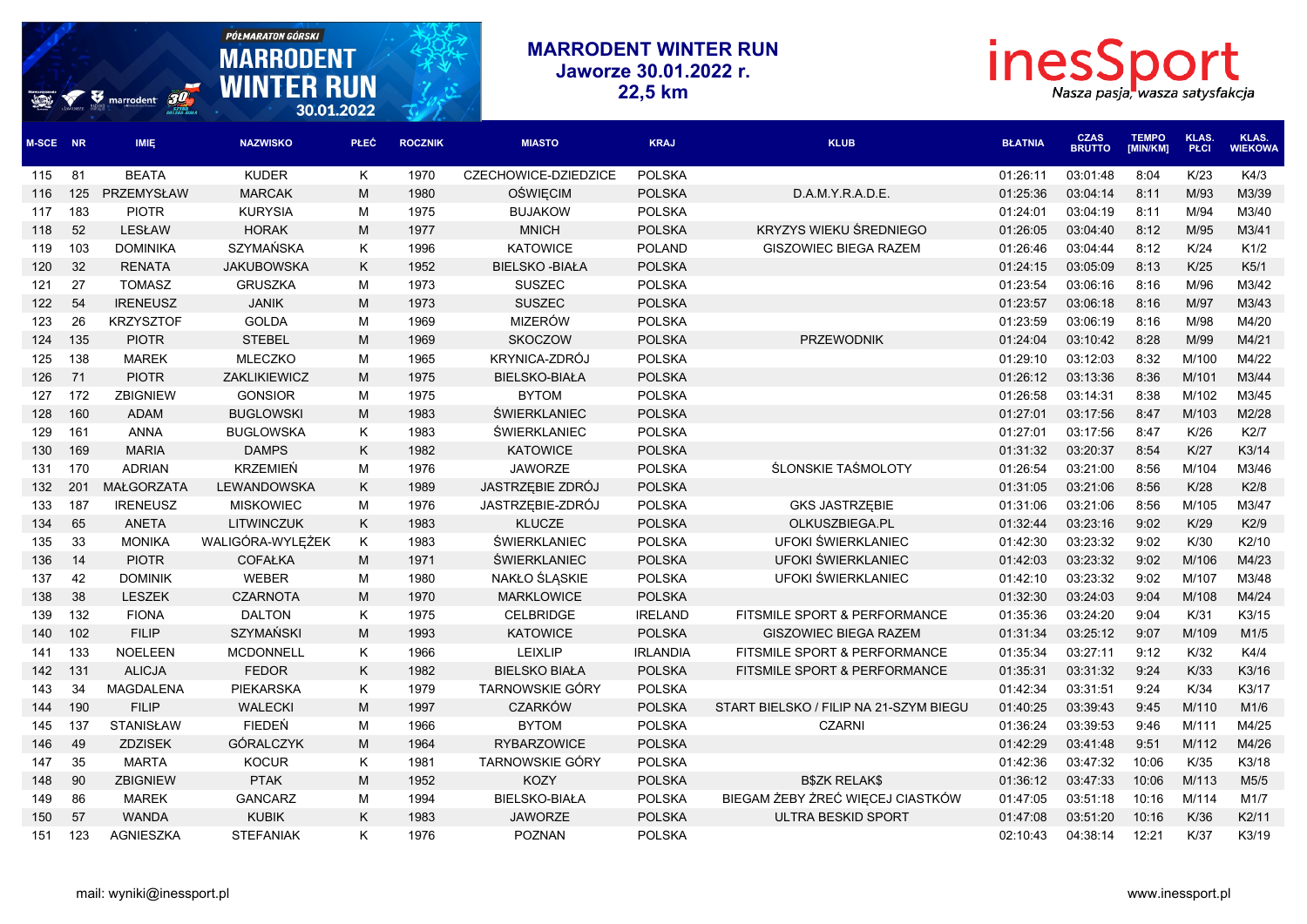# MARRODENT WINTER RUN
## Jaworze 30.01.2022 r.
## 22,5 km

| M-SCE | NR | IMIĘ | NAZWISKO | PŁEĆ | ROCZNIK | MIASTO | KRAJ | KLUB | BŁATNIA | CZAS BRUTTO | TEMPO [MIN/KM] | KLAS. PŁCI | KLAS. WIEKOWA |
|---|---|---|---|---|---|---|---|---|---|---|---|---|---|
| 115 | 81 | BEATA | KUDER | K | 1970 | CZECHOWICE-DZIEDZICE | POLSKA | | 01:26:11 | 03:01:48 | 8:04 | K/23 | K4/3 |
| 116 | 125 | PRZEMYSŁAW | MARCAK | M | 1980 | OŚWIĘCIM | POLSKA | D.A.M.Y.R.A.D.E. | 01:25:36 | 03:04:14 | 8:11 | M/93 | M3/39 |
| 117 | 183 | PIOTR | KURYSIA | M | 1975 | BUJAKOW | POLSKA | | 01:24:01 | 03:04:19 | 8:11 | M/94 | M3/40 |
| 118 | 52 | LESŁAW | HORAK | M | 1977 | MNICH | POLSKA | KRYZYS WIEKU ŚREDNIEGO | 01:26:05 | 03:04:40 | 8:12 | M/95 | M3/41 |
| 119 | 103 | DOMINIKA | SZYMAŃSKA | K | 1996 | KATOWICE | POLAND | GISZOWIEC BIEGA RAZEM | 01:26:46 | 03:04:44 | 8:12 | K/24 | K1/2 |
| 120 | 32 | RENATA | JAKUBOWSKA | K | 1952 | BIELSKO -BIAŁA | POLSKA | | 01:24:15 | 03:05:09 | 8:13 | K/25 | K5/1 |
| 121 | 27 | TOMASZ | GRUSZKA | M | 1973 | SUSZEC | POLSKA | | 01:23:54 | 03:06:16 | 8:16 | M/96 | M3/42 |
| 122 | 54 | IRENEUSZ | JANIK | M | 1973 | SUSZEC | POLSKA | | 01:23:57 | 03:06:18 | 8:16 | M/97 | M3/43 |
| 123 | 26 | KRZYSZTOF | GOLDA | M | 1969 | MIZERÓW | POLSKA | | 01:23:59 | 03:06:19 | 8:16 | M/98 | M4/20 |
| 124 | 135 | PIOTR | STEBEL | M | 1969 | SKOCZOW | POLSKA | PRZEWODNIK | 01:24:04 | 03:10:42 | 8:28 | M/99 | M4/21 |
| 125 | 138 | MAREK | MLECZKO | M | 1965 | KRYNICA-ZDRÓJ | POLSKA | | 01:29:10 | 03:12:03 | 8:32 | M/100 | M4/22 |
| 126 | 71 | PIOTR | ZAKLIKIEWICZ | M | 1975 | BIELSKO-BIAŁA | POLSKA | | 01:26:12 | 03:13:36 | 8:36 | M/101 | M3/44 |
| 127 | 172 | ZBIGNIEW | GONSIOR | M | 1975 | BYTOM | POLSKA | | 01:26:58 | 03:14:31 | 8:38 | M/102 | M3/45 |
| 128 | 160 | ADAM | BUGLOWSKI | M | 1983 | ŚWIERKLANIEC | POLSKA | | 01:27:01 | 03:17:56 | 8:47 | M/103 | M2/28 |
| 129 | 161 | ANNA | BUGLOWSKA | K | 1983 | ŚWIERKLANIEC | POLSKA | | 01:27:01 | 03:17:56 | 8:47 | K/26 | K2/7 |
| 130 | 169 | MARIA | DAMPS | K | 1982 | KATOWICE | POLSKA | | 01:31:32 | 03:20:37 | 8:54 | K/27 | K3/14 |
| 131 | 170 | ADRIAN | KRZEMIEŃ | M | 1976 | JAWORZE | POLSKA | ŚLONSKIE TAŚMOLOTY | 01:26:54 | 03:21:00 | 8:56 | M/104 | M3/46 |
| 132 | 201 | MAŁGORZATA | LEWANDOWSKA | K | 1989 | JASTRZĘBIE ZDRÓJ | POLSKA | | 01:31:05 | 03:21:06 | 8:56 | K/28 | K2/8 |
| 133 | 187 | IRENEUSZ | MISKOWIEC | M | 1976 | JASTRZĘBIE-ZDRÓJ | POLSKA | GKS JASTRZĘBIE | 01:31:06 | 03:21:06 | 8:56 | M/105 | M3/47 |
| 134 | 65 | ANETA | LITWINCZUK | K | 1983 | KLUCZE | POLSKA | OLKUSZBIEGA.PL | 01:32:44 | 03:23:16 | 9:02 | K/29 | K2/9 |
| 135 | 33 | MONIKA | WALIGÓRA-WYLĘŻEK | K | 1983 | ŚWIERKLANIEC | POLSKA | UFOKI ŚWIERKLANIEC | 01:42:30 | 03:23:32 | 9:02 | K/30 | K2/10 |
| 136 | 14 | PIOTR | COFAŁKA | M | 1971 | ŚWIERKLANIEC | POLSKA | UFOKI ŚWIERKLANIEC | 01:42:03 | 03:23:32 | 9:02 | M/106 | M4/23 |
| 137 | 42 | DOMINIK | WEBER | M | 1980 | NAKŁO ŚLĄSKIE | POLSKA | UFOKI ŚWIERKLANIEC | 01:42:10 | 03:23:32 | 9:02 | M/107 | M3/48 |
| 138 | 38 | LESZEK | CZARNOTA | M | 1970 | MARKLOWICE | POLSKA | | 01:32:30 | 03:24:03 | 9:04 | M/108 | M4/24 |
| 139 | 132 | FIONA | DALTON | K | 1975 | CELBRIDGE | IRELAND | FITSMILE SPORT & PERFORMANCE | 01:35:36 | 03:24:20 | 9:04 | K/31 | K3/15 |
| 140 | 102 | FILIP | SZYMAŃSKI | M | 1993 | KATOWICE | POLSKA | GISZOWIEC BIEGA RAZEM | 01:31:34 | 03:25:12 | 9:07 | M/109 | M1/5 |
| 141 | 133 | NOELEEN | MCDONNELL | K | 1966 | LEIXLIP | IRLANDIA | FITSMILE SPORT & PERFORMANCE | 01:35:34 | 03:27:11 | 9:12 | K/32 | K4/4 |
| 142 | 131 | ALICJA | FEDOR | K | 1982 | BIELSKO BIAŁA | POLSKA | FITSMILE SPORT & PERFORMANCE | 01:35:31 | 03:31:32 | 9:24 | K/33 | K3/16 |
| 143 | 34 | MAGDALENA | PIEKARSKA | K | 1979 | TARNOWSKIE GÓRY | POLSKA | | 01:42:34 | 03:31:51 | 9:24 | K/34 | K3/17 |
| 144 | 190 | FILIP | WALECKI | M | 1997 | CZARKÓW | POLSKA | START BIELSKO / FILIP NA 21-SZYM BIEGU | 01:40:25 | 03:39:43 | 9:45 | M/110 | M1/6 |
| 145 | 137 | STANISŁAW | FIEDEŃ | M | 1966 | BYTOM | POLSKA | CZARNI | 01:36:24 | 03:39:53 | 9:46 | M/111 | M4/25 |
| 146 | 49 | ZDZISEK | GÓRALCZYK | M | 1964 | RYBARZOWICE | POLSKA | | 01:42:29 | 03:41:48 | 9:51 | M/112 | M4/26 |
| 147 | 35 | MARTA | KOCUR | K | 1981 | TARNOWSKIE GÓRY | POLSKA | | 01:42:36 | 03:47:32 | 10:06 | K/35 | K3/18 |
| 148 | 90 | ZBIGNIEW | PTAK | M | 1952 | KOZY | POLSKA | B$ZK RELAK$ | 01:36:12 | 03:47:33 | 10:06 | M/113 | M5/5 |
| 149 | 86 | MAREK | GANCARZ | M | 1994 | BIELSKO-BIAŁA | POLSKA | BIEGAM ŻEBY ŻREĆ WIĘCEJ CIASTKÓW | 01:47:05 | 03:51:18 | 10:16 | M/114 | M1/7 |
| 150 | 57 | WANDA | KUBIK | K | 1983 | JAWORZE | POLSKA | ULTRA BESKID SPORT | 01:47:08 | 03:51:20 | 10:16 | K/36 | K2/11 |
| 151 | 123 | AGNIESZKA | STEFANIAK | K | 1976 | POZNAN | POLSKA | | 02:10:43 | 04:38:14 | 12:21 | K/37 | K3/19 |

mail: wyniki@inessport.pl

www.inessport.pl